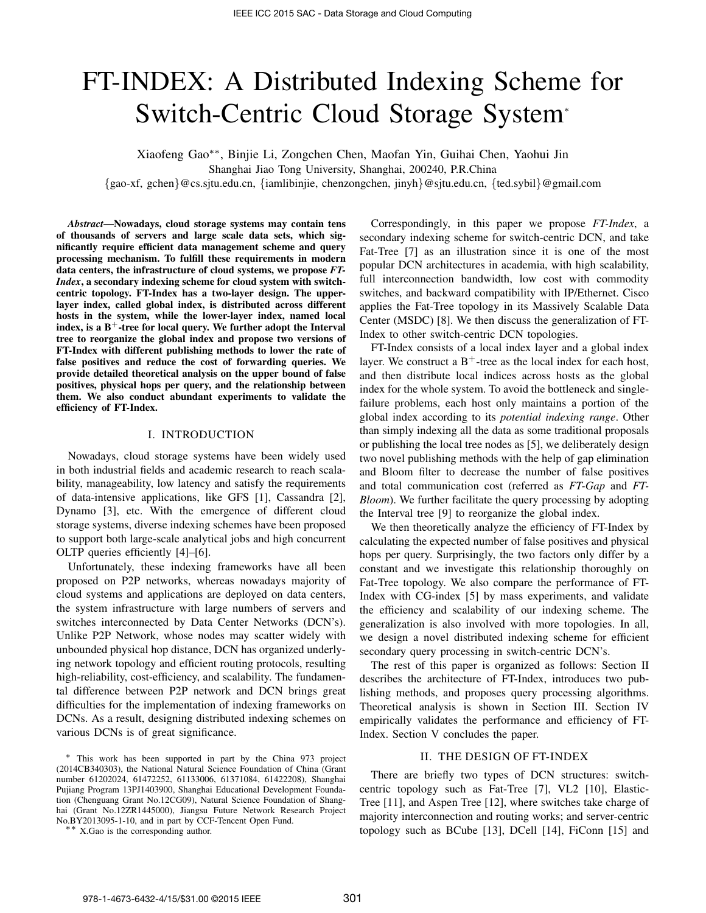# FT-INDEX: A Distributed Indexing Scheme for Switch-Centric Cloud Storage System*

Xiaofeng Gao**, Binjie Li, Zongchen Chen, Maofan Yin, Guihai Chen, Yaohui Jin

Shanghai Jiao Tong University, Shanghai, 200240, P.R.China

{gao-xf, gchen}@cs.sjtu.edu.cn, {iamlibinjie, chenzongchen, jinyh}@sjtu.edu.cn, {ted.sybil}@gmail.com

***Abstract*—Nowadays, cloud storage systems may contain tens of thousands of servers and large scale data sets, which significantly require efficient data management scheme and query processing mechanism. To fulfill these requirements in modern data centers, the infrastructure of cloud systems, we propose *FT-Index*, a secondary indexing scheme for cloud system with switch-centric topology. FT-Index has a two-layer design. The upper-layer index, called global index, is distributed across different hosts in the system, while the lower-layer index, named local index, is a B$^+$-tree for local query. We further adopt the Interval tree to reorganize the global index and propose two versions of FT-Index with different publishing methods to lower the rate of false positives and reduce the cost of forwarding queries. We provide detailed theoretical analysis on the upper bound of false positives, physical hops per query, and the relationship between them. We also conduct abundant experiments to validate the efficiency of FT-Index.**

## I. INTRODUCTION

Nowadays, cloud storage systems have been widely used in both industrial fields and academic research to reach scalability, manageability, low latency and satisfy the requirements of data-intensive applications, like GFS [1], Cassandra [2], Dynamo [3], etc. With the emergence of different cloud storage systems, diverse indexing schemes have been proposed to support both large-scale analytical jobs and high concurrent OLTP queries efficiently [4]–[6].

Unfortunately, these indexing frameworks have all been proposed on P2P networks, whereas nowadays majority of cloud systems and applications are deployed on data centers, the system infrastructure with large numbers of servers and switches interconnected by Data Center Networks (DCN's). Unlike P2P Network, whose nodes may scatter widely with unbounded physical hop distance, DCN has organized underlying network topology and efficient routing protocols, resulting high-reliability, cost-efficiency, and scalability. The fundamental difference between P2P network and DCN brings great difficulties for the implementation of indexing frameworks on DCNs. As a result, designing distributed indexing schemes on various DCNs is of great significance.

Correspondingly, in this paper we propose *FT-Index*, a secondary indexing scheme for switch-centric DCN, and take Fat-Tree [7] as an illustration since it is one of the most popular DCN architectures in academia, with high scalability, full interconnection bandwidth, low cost with commodity switches, and backward compatibility with IP/Ethernet. Cisco applies the Fat-Tree topology in its Massively Scalable Data Center (MSDC) [8]. We then discuss the generalization of FT-Index to other switch-centric DCN topologies.

FT-Index consists of a local index layer and a global index layer. We construct a B$^+$-tree as the local index for each host, and then distribute local indices across hosts as the global index for the whole system. To avoid the bottleneck and single-failure problems, each host only maintains a portion of the global index according to its *potential indexing range*. Other than simply indexing all the data as some traditional proposals or publishing the local tree nodes as [5], we deliberately design two novel publishing methods with the help of gap elimination and Bloom filter to decrease the number of false positives and total communication cost (referred as *FT-Gap* and *FT-Bloom*). We further facilitate the query processing by adopting the Interval tree [9] to reorganize the global index.

We then theoretically analyze the efficiency of FT-Index by calculating the expected number of false positives and physical hops per query. Surprisingly, the two factors only differ by a constant and we investigate this relationship thoroughly on Fat-Tree topology. We also compare the performance of FT-Index with CG-index [5] by mass experiments, and validate the efficiency and scalability of our indexing scheme. The generalization is also involved with more topologies. In all, we design a novel distributed indexing scheme for efficient secondary query processing in switch-centric DCN's.

The rest of this paper is organized as follows: Section II describes the architecture of FT-Index, introduces two publishing methods, and proposes query processing algorithms. Theoretical analysis is shown in Section III. Section IV empirically validates the performance and efficiency of FT-Index. Section V concludes the paper.

## II. THE DESIGN OF FT-INDEX

There are briefly two types of DCN structures: switch-centric topology such as Fat-Tree [7], VL2 [10], Elastic-Tree [11], and Aspen Tree [12], where switches take charge of majority interconnection and routing works; and server-centric topology such as BCube [13], DCell [14], FiConn [15] and

\* This work has been supported in part by the China 973 project (2014CB340303), the National Natural Science Foundation of China (Grant number 61202024, 61472252, 61133006, 61371084, 61422208), Shanghai Pujiang Program 13PJ1403900, Shanghai Educational Development Foundation (Chenguang Grant No.12CG09), Natural Science Foundation of Shanghai (Grant No.12ZR1445000), Jiangsu Future Network Research Project No.BY2013095-1-10, and in part by CCF-Tencent Open Fund.

\*\* X.Gao is the corresponding author.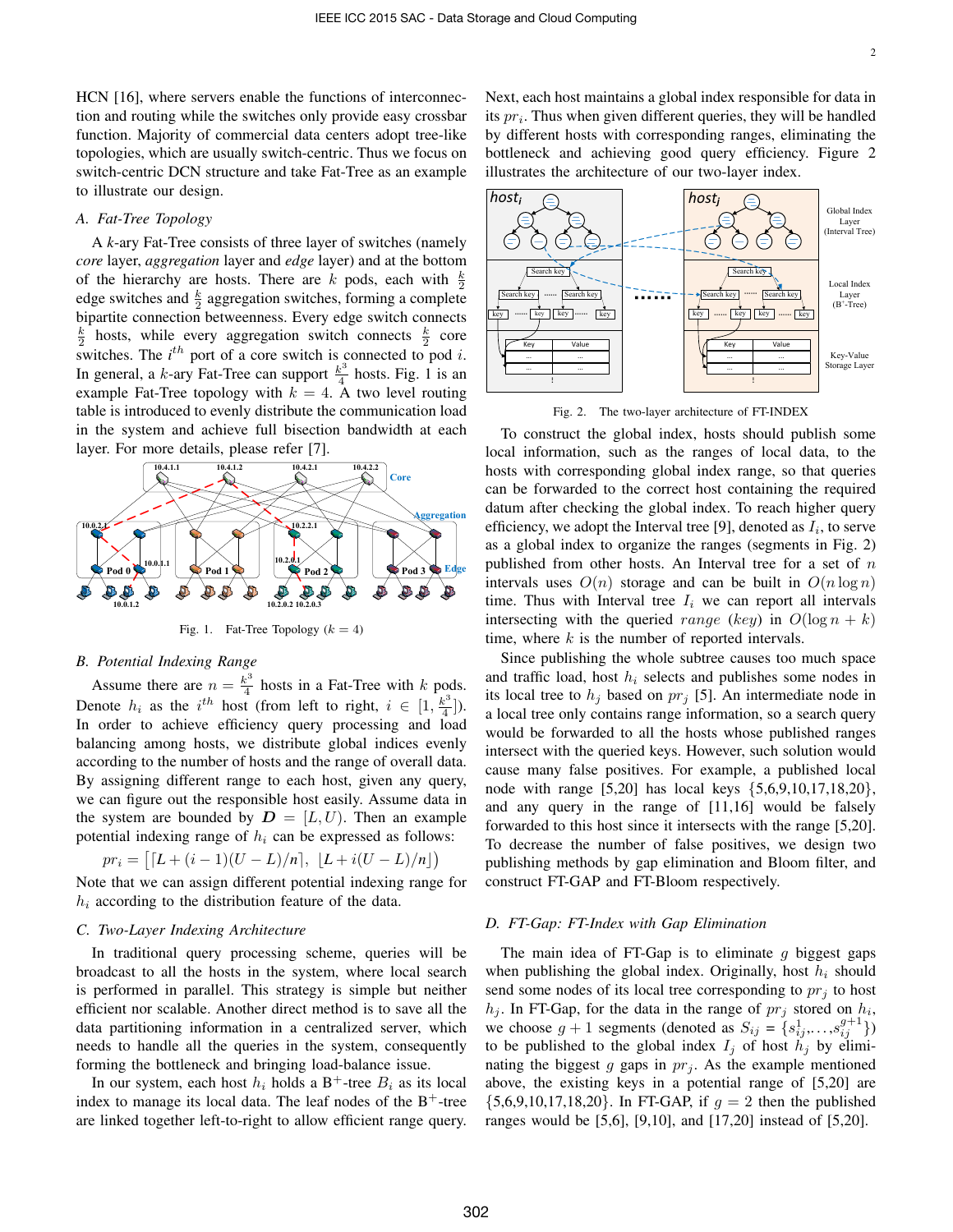HCN [16], where servers enable the functions of interconnection and routing while the switches only provide easy crossbar function. Majority of commercial data centers adopt tree-like topologies, which are usually switch-centric. Thus we focus on switch-centric DCN structure and take Fat-Tree as an example to illustrate our design.

### A. Fat-Tree Topology

A $k$-ary Fat-Tree consists of three layer of switches (namely *core* layer, *aggregation* layer and *edge* layer) and at the bottom of the hierarchy are hosts. There are $k$ pods, each with $\frac{k}{2}$ edge switches and $\frac{k}{2}$ aggregation switches, forming a complete bipartite connection betweenness. Every edge switch connects $\frac{k}{2}$ hosts, while every aggregation switch connects $\frac{k}{2}$ core switches. The $i^{th}$ port of a core switch is connected to pod $i$. In general, a $k$-ary Fat-Tree can support $\frac{k^3}{4}$ hosts. Fig. 1 is an example Fat-Tree topology with $k = 4$. A two level routing table is introduced to evenly distribute the communication load in the system and achieve full bisection bandwidth at each layer. For more details, please refer [7].

Fig. 1. Fat-Tree Topology ($k = 4$)

### B. Potential Indexing Range

Assume there are $n = \frac{k^3}{4}$ hosts in a Fat-Tree with $k$ pods. Denote $h_i$ as the $i^{th}$ host (from left to right, $i \in [1, \frac{k^3}{4}]$). In order to achieve efficiency query processing and load balancing among hosts, we distribute global indices evenly according to the number of hosts and the range of overall data. By assigning different range to each host, given any query, we can figure out the responsible host easily. Assume data in the system are bounded by $\boldsymbol{D} = [L, U)$. Then an example potential indexing range of $h_i$ can be expressed as follows:

$$pr_i = \big[\lceil L + (i-1)(U-L)/n \rceil, \ \lfloor L + i(U-L)/n \rfloor\big)$$

Note that we can assign different potential indexing range for $h_i$ according to the distribution feature of the data.

### C. Two-Layer Indexing Architecture

In traditional query processing scheme, queries will be broadcast to all the hosts in the system, where local search is performed in parallel. This strategy is simple but neither efficient nor scalable. Another direct method is to save all the data partitioning information in a centralized server, which needs to handle all the queries in the system, consequently forming the bottleneck and bringing load-balance issue.

In our system, each host $h_i$ holds a B$^+$-tree $B_i$ as its local index to manage its local data. The leaf nodes of the B$^+$-tree are linked together left-to-right to allow efficient range query. Next, each host maintains a global index responsible for data in its $pr_i$. Thus when given different queries, they will be handled by different hosts with corresponding ranges, eliminating the bottleneck and achieving good query efficiency. Figure 2 illustrates the architecture of our two-layer index.

Fig. 2. The two-layer architecture of FT-INDEX

To construct the global index, hosts should publish some local information, such as the ranges of local data, to the hosts with corresponding global index range, so that queries can be forwarded to the correct host containing the required datum after checking the global index. To reach higher query efficiency, we adopt the Interval tree [9], denoted as $I_i$, to serve as a global index to organize the ranges (segments in Fig. 2) published from other hosts. An Interval tree for a set of $n$ intervals uses $O(n)$ storage and can be built in $O(n \log n)$ time. Thus with Interval tree $I_i$ we can report all intervals intersecting with the queried $range$ ($key$) in $O(\log n + k)$ time, where $k$ is the number of reported intervals.

Since publishing the whole subtree causes too much space and traffic load, host $h_i$ selects and publishes some nodes in its local tree to $h_j$ based on $pr_j$ [5]. An intermediate node in a local tree only contains range information, so a search query would be forwarded to all the hosts whose published ranges intersect with the queried keys. However, such solution would cause many false positives. For example, a published local node with range [5,20] has local keys {5,6,9,10,17,18,20}, and any query in the range of [11,16] would be falsely forwarded to this host since it intersects with the range [5,20]. To decrease the number of false positives, we design two publishing methods by gap elimination and Bloom filter, and construct FT-GAP and FT-Bloom respectively.

### D. FT-Gap: FT-Index with Gap Elimination

The main idea of FT-Gap is to eliminate $g$ biggest gaps when publishing the global index. Originally, host $h_i$ should send some nodes of its local tree corresponding to $pr_j$ to host $h_j$. In FT-Gap, for the data in the range of $pr_j$ stored on $h_i$, we choose $g + 1$ segments (denoted as $S_{ij} = \{s_{ij}^1, \ldots, s_{ij}^{g+1}\}$) to be published to the global index $I_j$ of host $h_j$ by eliminating the biggest $g$ gaps in $pr_j$. As the example mentioned above, the existing keys in a potential range of [5,20] are {5,6,9,10,17,18,20}. In FT-GAP, if $g = 2$ then the published ranges would be [5,6], [9,10], and [17,20] instead of [5,20].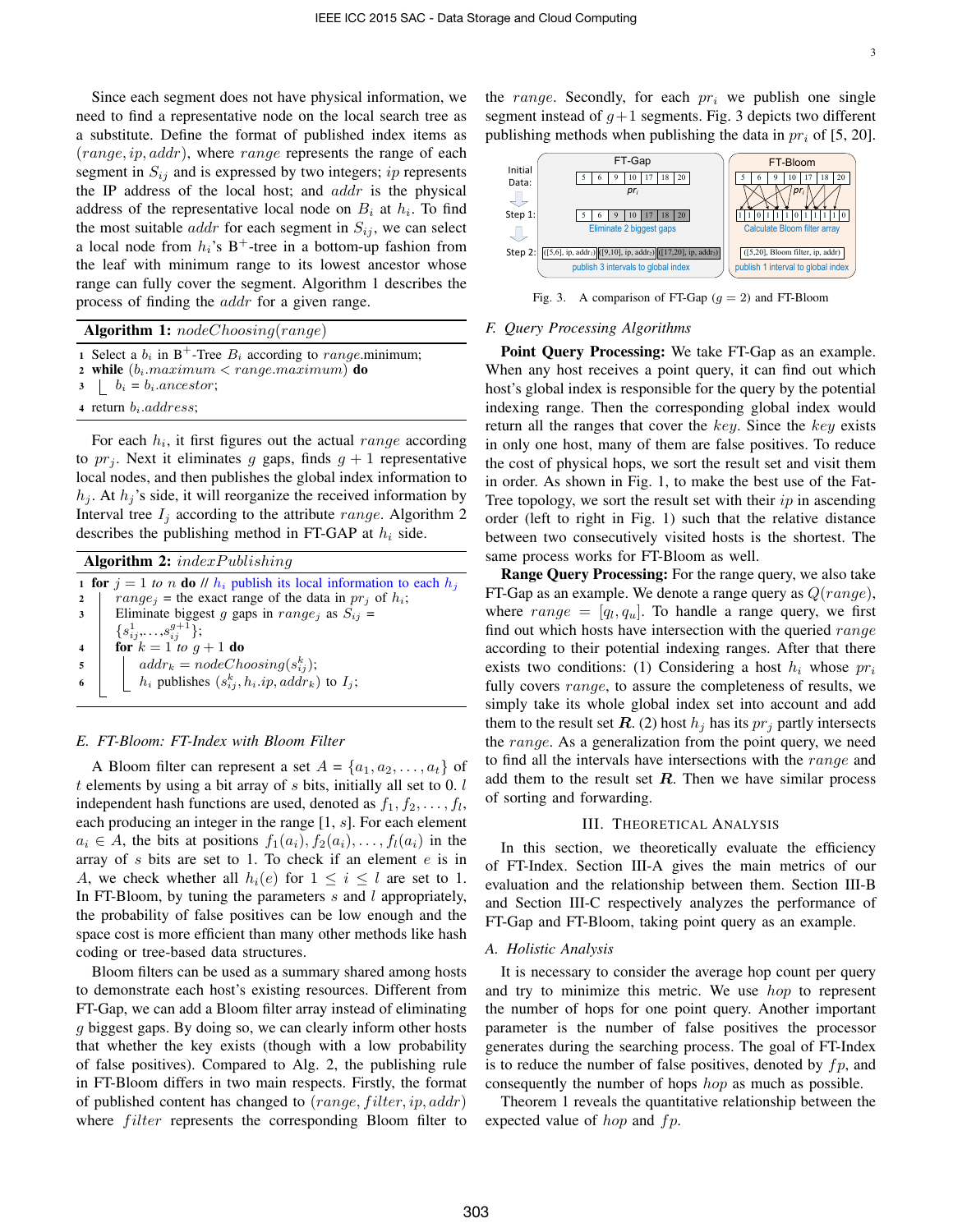Since each segment does not have physical information, we need to find a representative node on the local search tree as a substitute. Define the format of published index items as $(range, ip, addr)$, where $range$ represents the range of each segment in $S_{ij}$ and is expressed by two integers; $ip$ represents the IP address of the local host; and $addr$ is the physical address of the representative local node on $B_i$ at $h_i$. To find the most suitable $addr$ for each segment in $S_{ij}$, we can select a local node from $h_i$'s B$^+$-tree in a bottom-up fashion from the leaf with minimum range to its lowest ancestor whose range can fully cover the segment. Algorithm 1 describes the process of finding the $addr$ for a given range.

**Algorithm 1:** $nodeChoosing(range)$

```
1 Select a b_i in B+-Tree B_i according to range.minimum;
2 while (b_i.maximum < range.maximum) do
3     b_i = b_i.ancestor;
4 return b_i.address;
```

For each $h_i$, it first figures out the actual $range$ according to $pr_j$. Next it eliminates $g$ gaps, finds $g+1$ representative local nodes, and then publishes the global index information to $h_j$. At $h_j$'s side, it will reorganize the received information by Interval tree $I_j$ according to the attribute $range$. Algorithm 2 describes the publishing method in FT-GAP at $h_i$ side.

**Algorithm 2:** $indexPublishing$

```
1 for j = 1 to n do // h_i publish its local information to each h_j
2     range_j = the exact range of the data in pr_j of h_i;
3     Eliminate biggest g gaps in range_j as S_ij = {s_ij^1, ..., s_ij^{g+1}};
4     for k = 1 to g + 1 do
5         addr_k = nodeChoosing(s_ij^k);
6         h_i publishes (s_ij^k, h_i.ip, addr_k) to I_j;
```

### E. FT-Bloom: FT-Index with Bloom Filter

A Bloom filter can represent a set $A = \{a_1, a_2, \ldots, a_t\}$ of $t$ elements by using a bit array of $s$ bits, initially all set to 0. $l$ independent hash functions are used, denoted as $f_1, f_2, \ldots, f_l$, each producing an integer in the range [1, $s$]. For each element $a_i \in A$, the bits at positions $f_1(a_i), f_2(a_i), \ldots, f_l(a_i)$ in the array of $s$ bits are set to 1. To check if an element $e$ is in $A$, we check whether all $h_i(e)$ for $1 \le i \le l$ are set to 1. In FT-Bloom, by tuning the parameters $s$ and $l$ appropriately, the probability of false positives can be low enough and the space cost is more efficient than many other methods like hash coding or tree-based data structures.

Bloom filters can be used as a summary shared among hosts to demonstrate each host's existing resources. Different from FT-Gap, we can add a Bloom filter array instead of eliminating $g$ biggest gaps. By doing so, we can clearly inform other hosts that whether the key exists (though with a low probability of false positives). Compared to Alg. 2, the publishing rule in FT-Bloom differs in two main respects. Firstly, the format of published content has changed to $(range, filter, ip, addr)$ where $filter$ represents the corresponding Bloom filter to the $range$. Secondly, for each $pr_i$ we publish one single segment instead of $g+1$ segments. Fig. 3 depicts two different publishing methods when publishing the data in $pr_i$ of [5, 20].

Fig. 3. A comparison of FT-Gap ($g = 2$) and FT-Bloom

### F. Query Processing Algorithms

**Point Query Processing:** We take FT-Gap as an example. When any host receives a point query, it can find out which host's global index is responsible for the query by the potential indexing range. Then the corresponding global index would return all the ranges that cover the $key$. Since the $key$ exists in only one host, many of them are false positives. To reduce the cost of physical hops, we sort the result set and visit them in order. As shown in Fig. 1, to make the best use of the Fat-Tree topology, we sort the result set with their $ip$ in ascending order (left to right in Fig. 1) such that the relative distance between two consecutively visited hosts is the shortest. The same process works for FT-Bloom as well.

**Range Query Processing:** For the range query, we also take FT-Gap as an example. We denote a range query as $Q(range)$, where $range = [q_l, q_u]$. To handle a range query, we first find out which hosts have intersection with the queried $range$ according to their potential indexing ranges. After that there exists two conditions: (1) Considering a host $h_i$ whose $pr_i$ fully covers $range$, to assure the completeness of results, we simply take its whole global index set into account and add them to the result set $\boldsymbol{R}$. (2) host $h_j$ has its $pr_j$ partly intersects the $range$. As a generalization from the point query, we need to find all the intervals have intersections with the $range$ and add them to the result set $\boldsymbol{R}$. Then we have similar process of sorting and forwarding.

## III. Theoretical Analysis

In this section, we theoretically evaluate the efficiency of FT-Index. Section III-A gives the main metrics of our evaluation and the relationship between them. Section III-B and Section III-C respectively analyzes the performance of FT-Gap and FT-Bloom, taking point query as an example.

### A. Holistic Analysis

It is necessary to consider the average hop count per query and try to minimize this metric. We use $hop$ to represent the number of hops for one point query. Another important parameter is the number of false positives the processor generates during the searching process. The goal of FT-Index is to reduce the number of false positives, denoted by $fp$, and consequently the number of hops $hop$ as much as possible.

Theorem 1 reveals the quantitative relationship between the expected value of $hop$ and $fp$.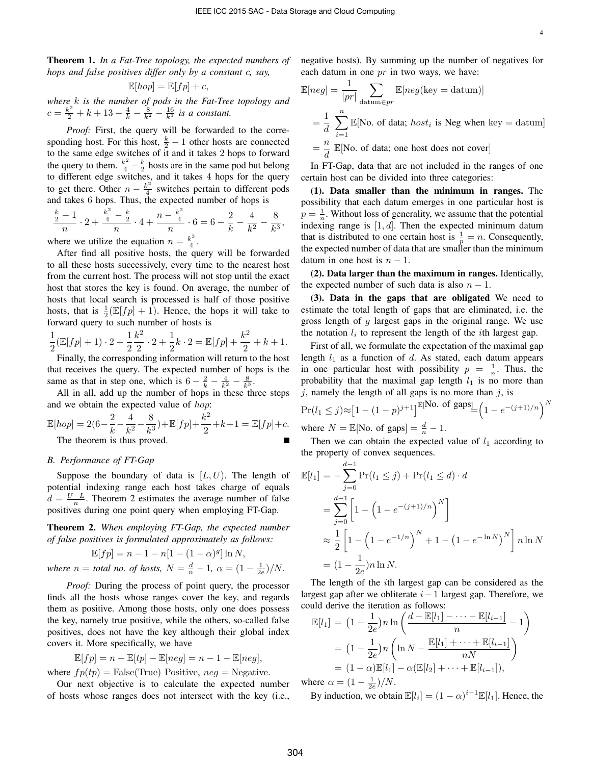**Theorem 1.** *In a Fat-Tree topology, the expected numbers of hops and false positives differ only by a constant c, say,*

$$\mathbb{E}[hop] = \mathbb{E}[fp] + c,$$

*where $k$ is the number of pods in the Fat-Tree topology and $c = \frac{k^2}{2} + k + 13 - \frac{4}{k} - \frac{8}{k^2} - \frac{16}{k^3}$ is a constant.*

*Proof:* First, the query will be forwarded to the corresponding host. For this host, $\frac{k}{2} - 1$ other hosts are connected to the same edge switches of it and it takes 2 hops to forward the query to them. $\frac{k^2}{4} - \frac{k}{2}$ hosts are in the same pod but belong to different edge switches, and it takes 4 hops for the query to get there. Other $n - \frac{k^2}{4}$ switches pertain to different pods and takes 6 hops. Thus, the expected number of hops is

$$\frac{\frac{k}{2}-1}{n} \cdot 2 + \frac{\frac{k^2}{4} - \frac{k}{2}}{n} \cdot 4 + \frac{n - \frac{k^2}{4}}{n} \cdot 6 = 6 - \frac{2}{k} - \frac{4}{k^2} - \frac{8}{k^3},$$

where we utilize the equation $n = \frac{k^3}{4}$.

After find all positive hosts, the query will be forwarded to all these hosts successively, every time to the nearest host from the current host. The process will not stop until the exact host that stores the key is found. On average, the number of hosts that local search is processed is half of those positive hosts, that is $\frac{1}{2}(\mathbb{E}[fp] + 1)$. Hence, the hops it will take to forward query to such number of hosts is

$$\frac{1}{2}(\mathbb{E}[fp]+1) \cdot 2 + \frac{1}{2}\frac{k^2}{2} \cdot 2 + \frac{1}{2}k \cdot 2 = \mathbb{E}[fp] + \frac{k^2}{2} + k + 1.$$

Finally, the corresponding information will return to the host that receives the query. The expected number of hops is the same as that in step one, which is $6 - \frac{2}{k} - \frac{4}{k^2} - \frac{8}{k^3}$.

All in all, add up the number of hops in these three steps and we obtain the expected value of $hop$:

$$\mathbb{E}[hop] = 2(6 - \frac{2}{k} - \frac{4}{k^2} - \frac{8}{k^3}) + \mathbb{E}[fp] + \frac{k^2}{2} + k + 1 = \mathbb{E}[fp] + c.$$

The theorem is thus proved. ∎

### B. Performance of FT-Gap

Suppose the boundary of data is $[L, U)$. The length of potential indexing range each host takes charge of equals $d = \frac{U-L}{n}$. Theorem 2 estimates the average number of false positives during one point query when employing FT-Gap.

**Theorem 2.** *When employing FT-Gap, the expected number of false positives is formulated approximately as follows:*

$$\mathbb{E}[fp] = n - 1 - n[1 - (1-\alpha)^g] \ln N,$$

*where $n$ = total no. of hosts, $N = \frac{d}{n} - 1$, $\alpha = (1 - \frac{1}{2e})/N$.*

*Proof:* During the process of point query, the processor finds all the hosts whose ranges cover the key, and regards them as positive. Among those hosts, only one does possess the key, namely true positive, while the others, so-called false positives, does not have the key although their global index covers it. More specifically, we have

$$\mathbb{E}[fp] = n - \mathbb{E}[tp] - \mathbb{E}[neg] = n - 1 - \mathbb{E}[neg],$$

where $fp(tp) = \text{False(True) Positive}$, $neg = \text{Negative}$.

Our next objective is to calculate the expected number of hosts whose ranges does not intersect with the key (i.e., negative hosts). By summing up the number of negatives for each datum in one $pr$ in two ways, we have:

$$\mathbb{E}[neg] = \frac{1}{|pr|} \sum_{\text{datum} \in pr} \mathbb{E}[neg(\text{key} = \text{datum})]$$

$$= \frac{1}{d} \sum_{i=1}^{n} \mathbb{E}[\text{No. of data; } host_i \text{ is Neg when key} = \text{datum}]$$

$$= \frac{n}{d} \mathbb{E}[\text{No. of data; one host does not cover}]$$

In FT-Gap, data that are not included in the ranges of one certain host can be divided into three categories:

**(1). Data smaller than the minimum in ranges.** The possibility that each datum emerges in one particular host is $p = \frac{1}{n}$. Without loss of generality, we assume that the potential indexing range is $[1, d]$. Then the expected minimum datum that is distributed to one certain host is $\frac{1}{p} = n$. Consequently, the expected number of data that are smaller than the minimum datum in one host is $n - 1$.

**(2). Data larger than the maximum in ranges.** Identically, the expected number of such data is also $n - 1$.

**(3). Data in the gaps that are obligated** We need to estimate the total length of gaps that are eliminated, i.e. the gross length of $g$ largest gaps in the original range. We use the notation $l_i$ to represent the length of the $i$th largest gap.

First of all, we formulate the expectation of the maximal gap length $l_1$ as a function of $d$. As stated, each datum appears in one particular host with possibility $p = \frac{1}{n}$. Thus, the probability that the maximal gap length $l_1$ is no more than $j$, namely the length of all gaps is no more than $j$, is

$$\Pr(l_1 \le j) \approx \left[1 - (1-p)^{j+1}\right]^{\mathbb{E}[\text{No. of gaps}]} = \left(1 - e^{-(j+1)/n}\right)^N$$

where $N = \mathbb{E}[\text{No. of gaps}] = \frac{d}{n} - 1$.

Then we can obtain the expected value of $l_1$ according to the property of convex sequences.

$$\mathbb{E}[l_1] = -\sum_{j=0}^{d-1} \Pr(l_1 \le j) + \Pr(l_1 \le d) \cdot d$$

$$= \sum_{j=0}^{d-1} \left[1 - \left(1 - e^{-(j+1)/n}\right)^N\right]$$

$$\approx \frac{1}{2}\left[1 - \left(1 - e^{-1/n}\right)^N + 1 - \left(1 - e^{-\ln N}\right)^N\right] n \ln N$$

$$= (1 - \frac{1}{2e}) n \ln N.$$

The length of the $i$th largest gap can be considered as the largest gap after we obliterate $i-1$ largest gap. Therefore, we could derive the iteration as follows:

$$\mathbb{E}[l_1] = \left(1 - \frac{1}{2e}\right) n \ln\left(\frac{d - \mathbb{E}[l_1] - \cdots - \mathbb{E}[l_{i-1}]}{n} - 1\right)$$

$$= \left(1 - \frac{1}{2e}\right) n \left(\ln N - \frac{\mathbb{E}[l_1] + \cdots + \mathbb{E}[l_{i-1}]}{nN}\right)$$

$$= (1-\alpha)\mathbb{E}[l_1] - \alpha(\mathbb{E}[l_2] + \cdots + \mathbb{E}[l_{i-1}]),$$

where $\alpha = (1 - \frac{1}{2e})/N$.

By induction, we obtain $\mathbb{E}[l_i] = (1-\alpha)^{i-1}\mathbb{E}[l_1]$. Hence, the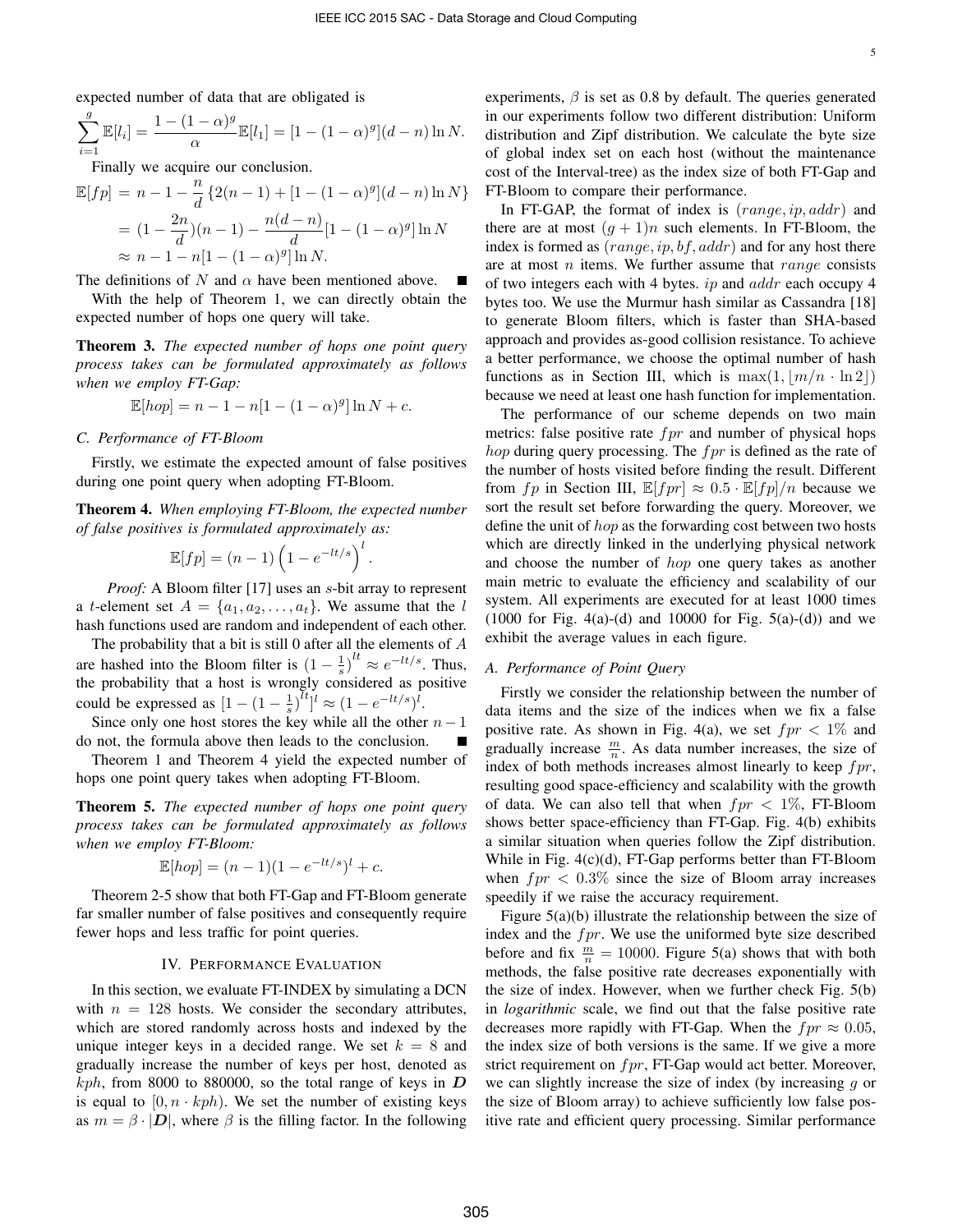expected number of data that are obligated is

$$\sum_{i=1}^{g} \mathbb{E}[l_i] = \frac{1-(1-\alpha)^g}{\alpha}\mathbb{E}[l_1] = [1-(1-\alpha)^g](d-n)\ln N.$$

Finally we acquire our conclusion.

$$\begin{aligned}
\mathbb{E}[fp] &= n-1-\frac{n}{d}\left\{2(n-1)+[1-(1-\alpha)^g](d-n)\ln N\right\} \\
&= (1-\frac{2n}{d})(n-1)-\frac{n(d-n)}{d}[1-(1-\alpha)^g]\ln N \\
&\approx n-1-n[1-(1-\alpha)^g]\ln N.
\end{aligned}$$

The definitions of $N$ and $\alpha$ have been mentioned above. ■

With the help of Theorem 1, we can directly obtain the expected number of hops one query will take.

**Theorem 3.** *The expected number of hops one point query process takes can be formulated approximately as follows when we employ FT-Gap:*

$$\mathbb{E}[hop] = n-1-n[1-(1-\alpha)^g]\ln N + c.$$

### C. Performance of FT-Bloom

Firstly, we estimate the expected amount of false positives during one point query when adopting FT-Bloom.

**Theorem 4.** *When employing FT-Bloom, the expected number of false positives is formulated approximately as:*

$$\mathbb{E}[fp] = (n-1)\left(1-e^{-lt/s}\right)^l.$$

*Proof:* A Bloom filter [17] uses an $s$-bit array to represent a $t$-element set $A = \{a_1, a_2, \ldots, a_t\}$. We assume that the $l$ hash functions used are random and independent of each other.

The probability that a bit is still 0 after all the elements of $A$ are hashed into the Bloom filter is $(1-\frac{1}{s})^{lt} \approx e^{-lt/s}$. Thus, the probability that a host is wrongly considered as positive could be expressed as $[1-(1-\frac{1}{s})^{lt}]^l \approx (1-e^{-lt/s})^l$.

Since only one host stores the key while all the other $n-1$ do not, the formula above then leads to the conclusion. ■

Theorem 1 and Theorem 4 yield the expected number of hops one point query takes when adopting FT-Bloom.

**Theorem 5.** *The expected number of hops one point query process takes can be formulated approximately as follows when we employ FT-Bloom:*

$$\mathbb{E}[hop] = (n-1)(1-e^{-lt/s})^l + c.$$

Theorem 2-5 show that both FT-Gap and FT-Bloom generate far smaller number of false positives and consequently require fewer hops and less traffic for point queries.

## IV. Performance Evaluation

In this section, we evaluate FT-INDEX by simulating a DCN with $n = 128$ hosts. We consider the secondary attributes, which are stored randomly across hosts and indexed by the unique integer keys in a decided range. We set $k = 8$ and gradually increase the number of keys per host, denoted as $kph$, from 8000 to 880000, so the total range of keys in $\boldsymbol{D}$ is equal to $[0, n \cdot kph)$. We set the number of existing keys as $m = \beta \cdot |\boldsymbol{D}|$, where $\beta$ is the filling factor. In the following experiments, $\beta$ is set as 0.8 by default. The queries generated in our experiments follow two different distribution: Uniform distribution and Zipf distribution. We calculate the byte size of global index set on each host (without the maintenance cost of the Interval-tree) as the index size of both FT-Gap and FT-Bloom to compare their performance.

In FT-GAP, the format of index is $(range, ip, addr)$ and there are at most $(g+1)n$ such elements. In FT-Bloom, the index is formed as $(range, ip, bf, addr)$ and for any host there are at most $n$ items. We further assume that $range$ consists of two integers each with 4 bytes. $ip$ and $addr$ each occupy 4 bytes too. We use the Murmur hash similar as Cassandra [18] to generate Bloom filters, which is faster than SHA-based approach and provides as-good collision resistance. To achieve a better performance, we choose the optimal number of hash functions as in Section III, which is $\max(1, \lfloor m/n \cdot \ln 2 \rfloor)$ because we need at least one hash function for implementation.

The performance of our scheme depends on two main metrics: false positive rate $fpr$ and number of physical hops $hop$ during query processing. The $fpr$ is defined as the rate of the number of hosts visited before finding the result. Different from $fp$ in Section III, $\mathbb{E}[fpr] \approx 0.5 \cdot \mathbb{E}[fp]/n$ because we sort the result set before forwarding the query. Moreover, we define the unit of $hop$ as the forwarding cost between two hosts which are directly linked in the underlying physical network and choose the number of $hop$ one query takes as another main metric to evaluate the efficiency and scalability of our system. All experiments are executed for at least 1000 times (1000 for Fig. 4(a)-(d) and 10000 for Fig. 5(a)-(d)) and we exhibit the average values in each figure.

### A. Performance of Point Query

Firstly we consider the relationship between the number of data items and the size of the indices when we fix a false positive rate. As shown in Fig. 4(a), we set $fpr < 1\%$ and gradually increase $\frac{m}{n}$. As data number increases, the size of index of both methods increases almost linearly to keep $fpr$, resulting good space-efficiency and scalability with the growth of data. We can also tell that when $fpr < 1\%$, FT-Bloom shows better space-efficiency than FT-Gap. Fig. 4(b) exhibits a similar situation when queries follow the Zipf distribution. While in Fig. 4(c)(d), FT-Gap performs better than FT-Bloom when $fpr < 0.3\%$ since the size of Bloom array increases speedily if we raise the accuracy requirement.

Figure 5(a)(b) illustrate the relationship between the size of index and the $fpr$. We use the uniformed byte size described before and fix $\frac{m}{n} = 10000$. Figure 5(a) shows that with both methods, the false positive rate decreases exponentially with the size of index. However, when we further check Fig. 5(b) in *logarithmic* scale, we find out that the false positive rate decreases more rapidly with FT-Gap. When the $fpr \approx 0.05$, the index size of both versions is the same. If we give a more strict requirement on $fpr$, FT-Gap would act better. Moreover, we can slightly increase the size of index (by increasing $g$ or the size of Bloom array) to achieve sufficiently low false positive rate and efficient query processing. Similar performance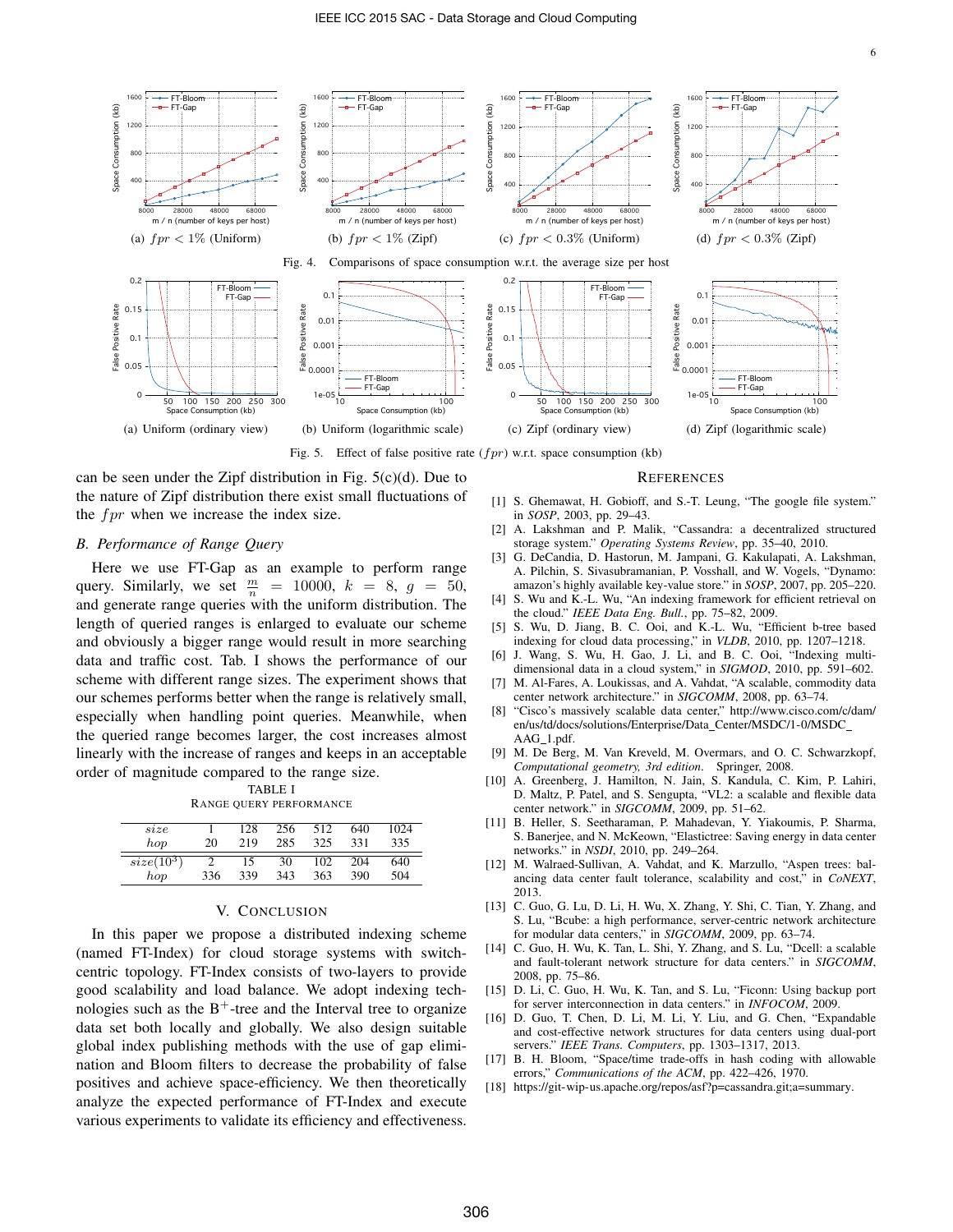1600
1200
800
400
Space Consumption (kb)
8000 28000 48000 68000
m / n (number of keys per host)
FT-Bloom
FT-Gap

(a) $fpr < 1\%$ (Uniform)

1600
1200
800
400
Space Consumption (kb)
8000 28000 48000 68000
m / n (number of keys per host)
FT-Bloom
FT-Gap

(b) $fpr < 1\%$ (Zipf)

1600
1200
800
400
Space Consumption (kb)
8000 28000 48000 68000
m / n (number of keys per host)
FT-Bloom
FT-Gap

(c) $fpr < 0.3\%$ (Uniform)

1600
1200
800
400
Space Consumption (kb)
8000 28000 48000 68000
m / n (number of keys per host)
FT-Bloom
FT-Gap

(d) $fpr < 0.3\%$ (Zipf)

Fig. 4. Comparisons of space consumption w.r.t. the average size per host

0.2
0.15
0.1
0.05
0
False Positive Rate
50 100 150 200 250 300
Space Consumption (kb)
FT-Bloom
FT-Gap

(a) Uniform (ordinary view)

0.1
0.01
0.001
0.0001
1e-05
False Positive Rate
10 100
Space Consumption (kb)
FT-Bloom
FT-Gap

(b) Uniform (logarithmic scale)

0.2
0.15
0.1
0.05
0
False Positive Rate
50 100 150 200 250 300
Space Consumption (kb)
FT-Bloom
FT-Gap

(c) Zipf (ordinary view)

0.1
0.01
0.001
0.0001
1e-05
False Positive Rate
10 100
Space Consumption (kb)
FT-Bloom
FT-Gap

(d) Zipf (logarithmic scale)

Fig. 5. Effect of false positive rate ($fpr$) w.r.t. space consumption (kb)

can be seen under the Zipf distribution in Fig. 5(c)(d). Due to the nature of Zipf distribution there exist small fluctuations of the $fpr$ when we increase the index size.

### B. Performance of Range Query

Here we use FT-Gap as an example to perform range query. Similarly, we set $\frac{m}{n} = 10000$, $k = 8$, $g = 50$, and generate range queries with the uniform distribution. The length of queried ranges is enlarged to evaluate our scheme and obviously a bigger range would result in more searching data and traffic cost. Tab. I shows the performance of our scheme with different range sizes. The experiment shows that our schemes performs better when the range is relatively small, especially when handling point queries. Meanwhile, when the queried range becomes larger, the cost increases almost linearly with the increase of ranges and keeps in an acceptable order of magnitude compared to the range size.

TABLE I
RANGE QUERY PERFORMANCE

| | | | | | | |
|---|---|---|---|---|---|---|
| *size* | 1 | 128 | 256 | 512 | 640 | 1024 |
| *hop* | 20 | 219 | 285 | 325 | 331 | 335 |
| *size*($10^3$) | 2 | 15 | 30 | 102 | 204 | 640 |
| *hop* | 336 | 339 | 343 | 363 | 390 | 504 |

## V. Conclusion

In this paper we propose a distributed indexing scheme (named FT-Index) for cloud storage systems with switch-centric topology. FT-Index consists of two-layers to provide good scalability and load balance. We adopt indexing technologies such as the $B^+$-tree and the Interval tree to organize data set both locally and globally. We also design suitable global index publishing methods with the use of gap elimination and Bloom filters to decrease the probability of false positives and achieve space-efficiency. We then theoretically analyze the expected performance of FT-Index and execute various experiments to validate its efficiency and effectiveness.

## References

[1] S. Ghemawat, H. Gobioff, and S.-T. Leung, "The google file system." in *SOSP*, 2003, pp. 29–43.

[2] A. Lakshman and P. Malik, "Cassandra: a decentralized structured storage system." *Operating Systems Review*, pp. 35–40, 2010.

[3] G. DeCandia, D. Hastorun, M. Jampani, G. Kakulapati, A. Lakshman, A. Pilchin, S. Sivasubramanian, P. Vosshall, and W. Vogels, "Dynamo: amazon's highly available key-value store." in *SOSP*, 2007, pp. 205–220.

[4] S. Wu and K.-L. Wu, "An indexing framework for efficient retrieval on the cloud." *IEEE Data Eng. Bull.*, pp. 75–82, 2009.

[5] S. Wu, D. Jiang, B. C. Ooi, and K.-L. Wu, "Efficient b-tree based indexing for cloud data processing," in *VLDB*, 2010, pp. 1207–1218.

[6] J. Wang, S. Wu, H. Gao, J. Li, and B. C. Ooi, "Indexing multi-dimensional data in a cloud system," in *SIGMOD*, 2010, pp. 591–602.

[7] M. Al-Fares, A. Loukissas, and A. Vahdat, "A scalable, commodity data center network architecture." in *SIGCOMM*, 2008, pp. 63–74.

[8] "Cisco's massively scalable data center," http://www.cisco.com/c/dam/en/us/td/docs/solutions/Enterprise/Data_Center/MSDC/1-0/MSDC_AAG_1.pdf.

[9] M. De Berg, M. Van Kreveld, M. Overmars, and O. C. Schwarzkopf, *Computational geometry, 3rd edition*. Springer, 2008.

[10] A. Greenberg, J. Hamilton, N. Jain, S. Kandula, C. Kim, P. Lahiri, D. Maltz, P. Patel, and S. Sengupta, "VL2: a scalable and flexible data center network." in *SIGCOMM*, 2009, pp. 51–62.

[11] B. Heller, S. Seetharaman, P. Mahadevan, Y. Yiakoumis, P. Sharma, S. Banerjee, and N. McKeown, "Elastictree: Saving energy in data center networks." in *NSDI*, 2010, pp. 249–264.

[12] M. Walraed-Sullivan, A. Vahdat, and K. Marzullo, "Aspen trees: balancing data center fault tolerance, scalability and cost," in *CoNEXT*, 2013.

[13] C. Guo, G. Lu, D. Li, H. Wu, X. Zhang, Y. Shi, C. Tian, Y. Zhang, and S. Lu, "Bcube: a high performance, server-centric network architecture for modular data centers." in *SIGCOMM*, 2009, pp. 63–74.

[14] C. Guo, H. Wu, K. Tan, L. Shi, Y. Zhang, and S. Lu, "Dcell: a scalable and fault-tolerant network structure for data centers." in *SIGCOMM*, 2008, pp. 75–86.

[15] D. Li, C. Guo, H. Wu, K. Tan, and S. Lu, "Ficonn: Using backup port for server interconnection in data centers." in *INFOCOM*, 2009.

[16] D. Guo, T. Chen, D. Li, M. Li, Y. Liu, and G. Chen, "Expandable and cost-effective network structures for data centers using dual-port servers." *IEEE Trans. Computers*, pp. 1303–1317, 2013.

[17] B. H. Bloom, "Space/time trade-offs in hash coding with allowable errors," *Communications of the ACM*, pp. 422–426, 1970.

[18] https://git-wip-us.apache.org/repos/asf?p=cassandra.git;a=summary.